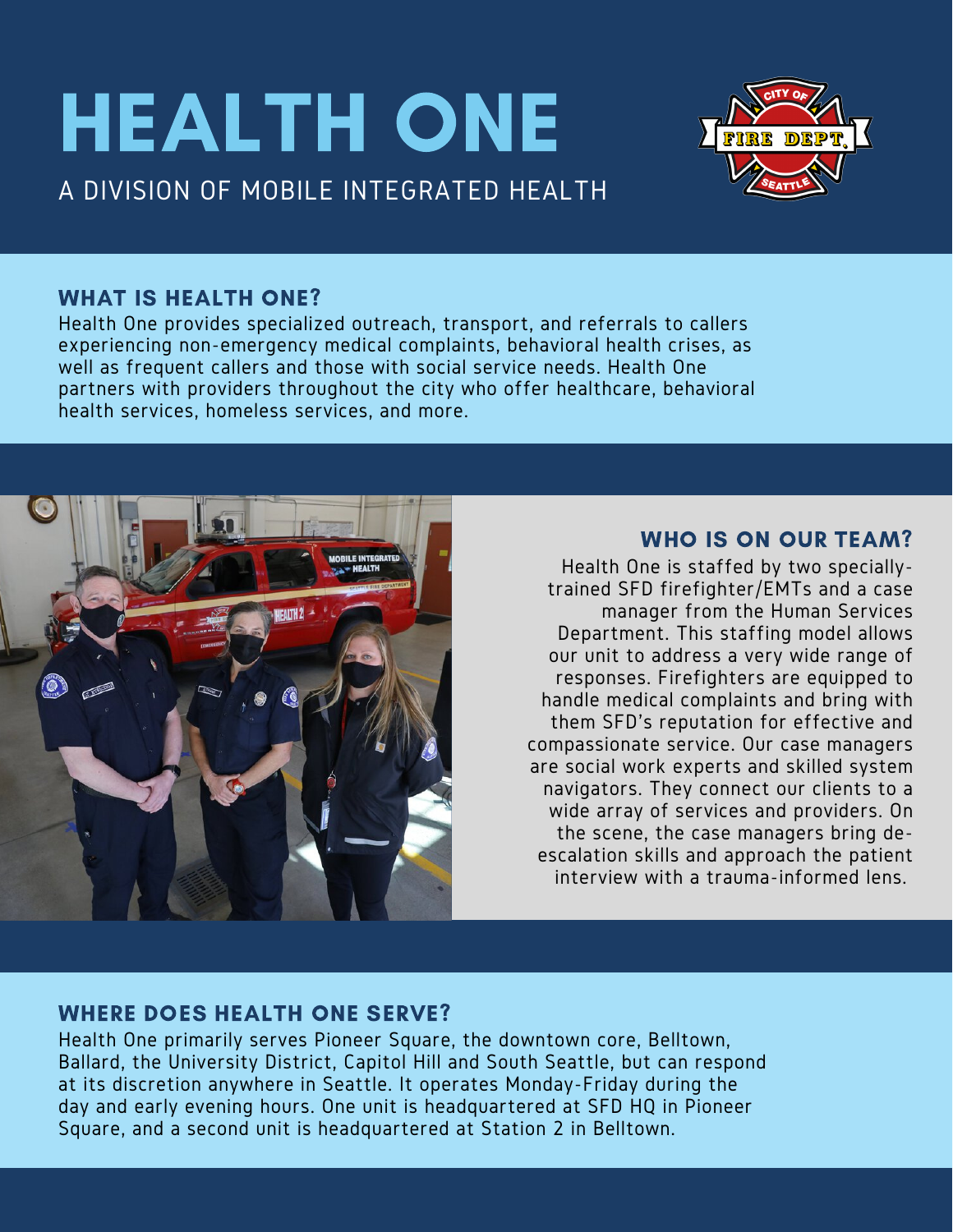# HEALTH ONE

A DIVISION OF MOBILE INTEGRATED HEALTH

## WHAT IS HEALTH ONE?

Health One provides specialized outreach, transport, and referrals to callers experiencing non-emergency medical complaints, behavioral health crises, as well as frequent callers and those with social service needs. Health One partners with providers throughout the city who offer healthcare, behavioral health services, homeless services, and more.

## WHO IS ON OUR TEAM?

Health One is staffed by two specially-trained SFD firefighter/EMTs and a case manager from the Human Services Department. This staffing model allows our unit to address a very wide range of responses. Firefighters are equipped to handle medical complaints and bring with them SFD's reputation for effective and compassionate service. Our case managers are social work experts and skilled system navigators. They connect our clients to a wide array of services and providers. On the scene, the case managers bring de-escalation skills and approach the patient interview with a trauma-informed lens.

## WHERE DOES HEALTH ONE SERVE?

Health One primarily serves Pioneer Square, the downtown core, Belltown, Ballard, the University District, Capitol Hill and South Seattle, but can respond at its discretion anywhere in Seattle. It operates Monday-Friday during the day and early evening hours. One unit is headquartered at SFD HQ in Pioneer Square, and a second unit is headquartered at Station 2 in Belltown.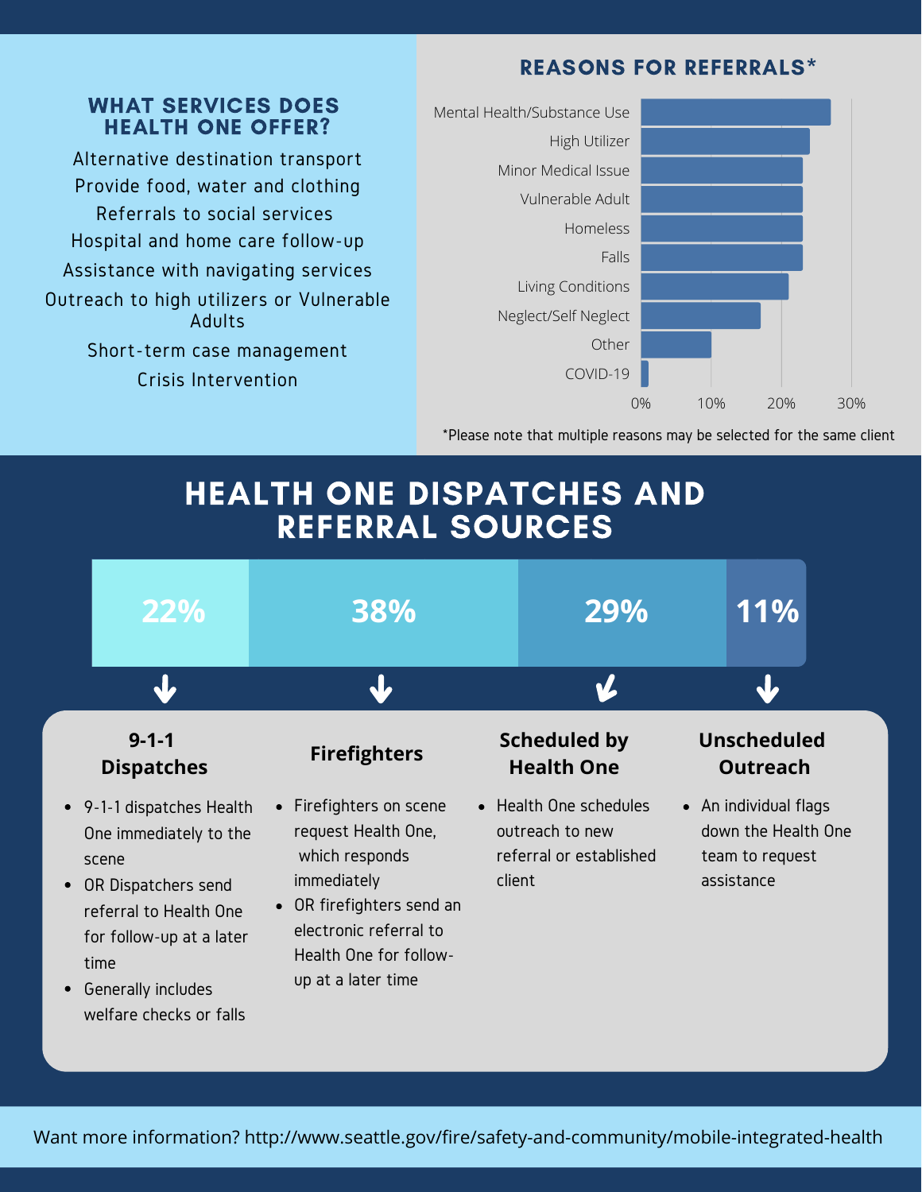## WHAT SERVICES DOES HEALTH ONE OFFER?

Alternative destination transport

Provide food, water and clothing

Referrals to social services

Hospital and home care follow-up

Assistance with navigating services

Outreach to high utilizers or Vulnerable Adults

Short-term case management

Crisis Intervention

## REASONS FOR REFERRALS*

Mental Health/Substance Use
High Utilizer
Minor Medical Issue
Vulnerable Adult
Homeless
Falls
Living Conditions
Neglect/Self Neglect
Other
COVID-19

0%
10%
20%
30%

*Please note that multiple reasons may be selected for the same client

## HEALTH ONE DISPATCHES AND REFERRAL SOURCES

22%
38%
29%
11%

### 9-1-1 Dispatches

- 9-1-1 dispatches Health One immediately to the scene
- OR Dispatchers send referral to Health One for follow-up at a later time
- Generally includes welfare checks or falls

### Firefighters

- Firefighters on scene request Health One, which responds immediately
- OR firefighters send an electronic referral to Health One for follow-up at a later time

### Scheduled by Health One

- Health One schedules outreach to new referral or established client

### Unscheduled Outreach

- An individual flags down the Health One team to request assistance

Want more information? http://www.seattle.gov/fire/safety-and-community/mobile-integrated-health